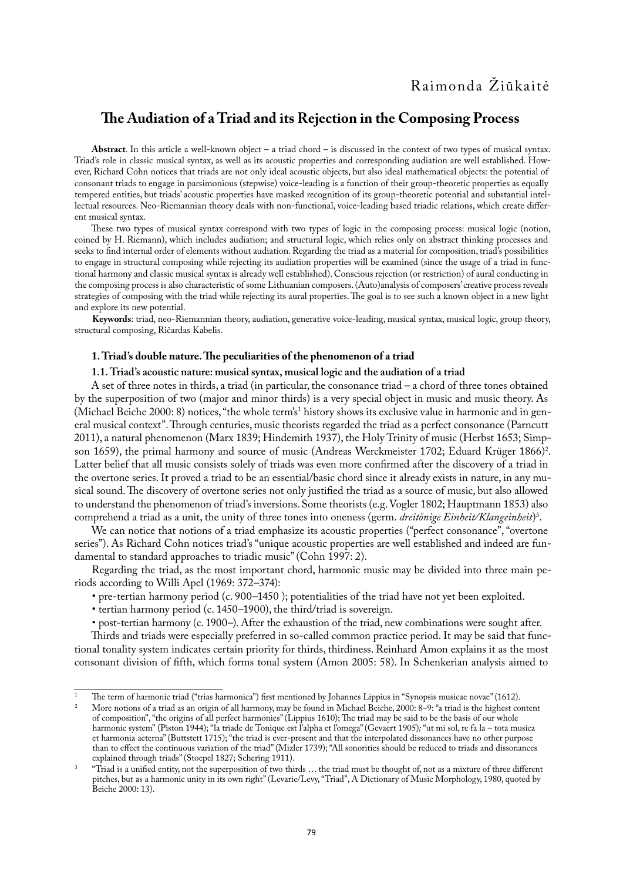Raimonda Žiūkaitė

# The Audiation of a Triad and its Rejection in the Composing Process

**Abstract**. In this article a well-known object – a triad chord – is discussed in the context of two types of musical syntax. Triad's role in classic musical syntax, as well as its acoustic properties and corresponding audiation are well established. However, Richard Cohn notices that triads are not only ideal acoustic objects, but also ideal mathematical objects: the potential of consonant triads to engage in parsimonious (stepwise) voice-leading is a function of their group-theoretic properties as equally tempered entities, but triads' acoustic properties have masked recognition of its group-theoretic potential and substantial intellectual resources. Neo-Riemannian theory deals with non-functional, voice-leading based triadic relations, which create different musical syntax.

These two types of musical syntax correspond with two types of logic in the composing process: musical logic (notion, coined by H. Riemann), which includes audiation; and structural logic, which relies only on abstract thinking processes and seeks to find internal order of elements without audiation. Regarding the triad as a material for composition, triad's possibilities to engage in structural composing while rejecting its audiation properties will be examined (since the usage of a triad in functional harmony and classic musical syntax is already well established). Conscious rejection (or restriction) of aural conducting in the composing process is also characteristic of some Lithuanian composers. (Auto)analysis of composers' creative process reveals strategies of composing with the triad while rejecting its aural properties. The goal is to see such a known object in a new light and explore its new potential.

**Keywords**: triad, neo-Riemannian theory, audiation, generative voice-leading, musical syntax, musical logic, group theory, structural composing, Ričardas Kabelis.

## 1. Triad's double nature. The peculiarities of the phenomenon of a triad

### 1.1. Triad's acoustic nature: musical syntax, musical logic and the audiation of a triad

A set of three notes in thirds, a triad (in particular, the consonance triad – a chord of three tones obtained by the superposition of two (major and minor thirds) is a very special object in music and music theory. As (Michael Beiche 2000: 8) notices, "the whole term's[1] history shows its exclusive value in harmonic and in general musical context". Through centuries, music theorists regarded the triad as a perfect consonance (Parncutt 2011), a natural phenomenon (Marx 1839; Hindemith 1937), the Holy Trinity of music (Herbst 1653; Simpson 1659), the primal harmony and source of music (Andreas Werckmeister 1702; Eduard Krüger 1866)[2]. Latter belief that all music consists solely of triads was even more confirmed after the discovery of a triad in the overtone series. It proved a triad to be an essential/basic chord since it already exists in nature, in any musical sound. The discovery of overtone series not only justified the triad as a source of music, but also allowed to understand the phenomenon of triad's inversions. Some theorists (e.g. Vogler 1802; Hauptmann 1853) also comprehend a triad as a unit, the unity of three tones into oneness (germ. *dreitönige Einheit/Klangeinheit*)[3].

We can notice that notions of a triad emphasize its acoustic properties ("perfect consonance", "overtone series"). As Richard Cohn notices triad's "unique acoustic properties are well established and indeed are fundamental to standard approaches to triadic music" (Cohn 1997: 2).

Regarding the triad, as the most important chord, harmonic music may be divided into three main periods according to Willi Apel (1969: 372–374):

- pre-tertian harmony period (c. 900–1450 ); potentialities of the triad have not yet been exploited.
- tertian harmony period (c. 1450–1900), the third/triad is sovereign.
- post-tertian harmony (c. 1900–). After the exhaustion of the triad, new combinations were sought after.

Thirds and triads were especially preferred in so-called common practice period. It may be said that functional tonality system indicates certain priority for thirds, thirdiness. Reinhard Amon explains it as the most consonant division of fifth, which forms tonal system (Amon 2005: 58). In Schenkerian analysis aimed to

---

[1] The term of harmonic triad ("trias harmonica") first mentioned by Johannes Lippius in "Synopsis musicae novae" (1612).

[2] More notions of a triad as an origin of all harmony, may be found in Michael Beiche, 2000: 8–9: "a triad is the highest content of composition", "the origins of all perfect harmonies" (Lippius 1610); The triad may be said to be the basis of our whole harmonic system" (Piston 1944); "la triade de Tonique est l'alpha et l'omega" (Gevaert 1905); "ut mi sol, re fa la – tota musica et harmonia aeterna" (Buttstett 1715); "the triad is ever-present and that the interpolated dissonances have no other purpose than to effect the continuous variation of the triad" (Mizler 1739); "All sonorities should be reduced to triads and dissonances explained through triads" (Stoepel 1827; Schering 1911).

[3] "Triad is a unified entity, not the superposition of two thirds … the triad must be thought of, not as a mixture of three different pitches, but as a harmonic unity in its own right" (Levarie/Levy, "Triad", A Dictionary of Music Morphology, 1980, quoted by Beiche 2000: 13).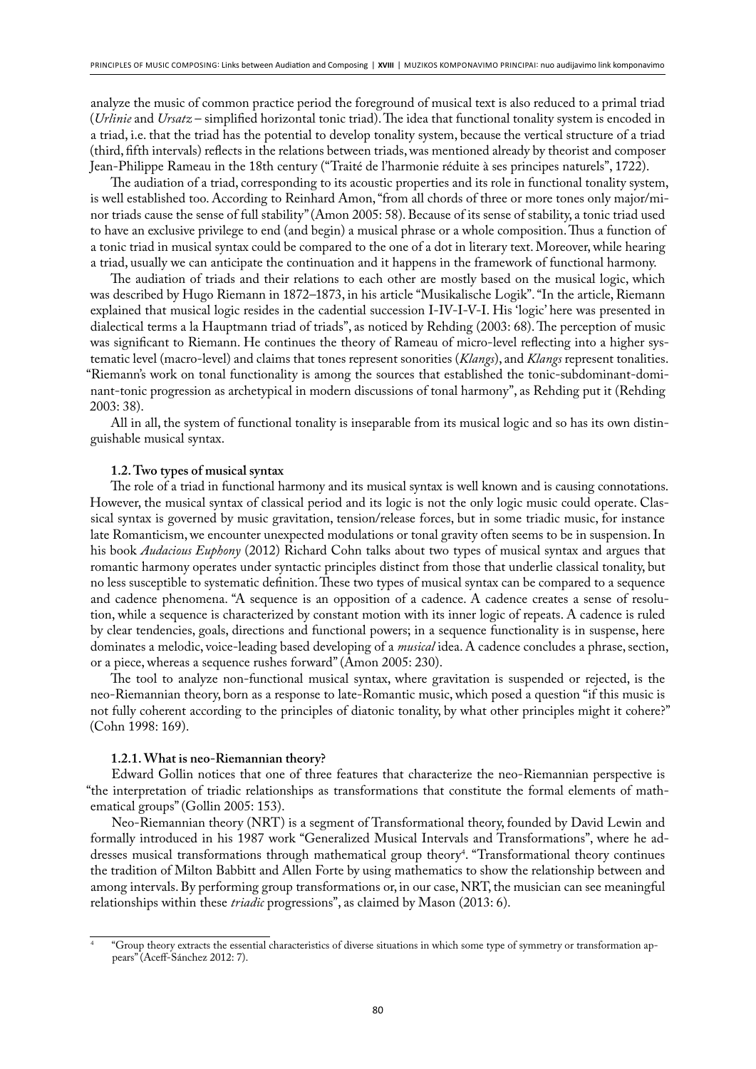analyze the music of common practice period the foreground of musical text is also reduced to a primal triad (*Urlinie* and *Ursatz* – simplified horizontal tonic triad). The idea that functional tonality system is encoded in a triad, i.e. that the triad has the potential to develop tonality system, because the vertical structure of a triad (third, fifth intervals) reflects in the relations between triads, was mentioned already by theorist and composer Jean-Philippe Rameau in the 18th century ("Traité de l'harmonie réduite à ses principes naturels", 1722).

The audiation of a triad, corresponding to its acoustic properties and its role in functional tonality system, is well established too. According to Reinhard Amon, "from all chords of three or more tones only major/minor triads cause the sense of full stability" (Amon 2005: 58). Because of its sense of stability, a tonic triad used to have an exclusive privilege to end (and begin) a musical phrase or a whole composition. Thus a function of a tonic triad in musical syntax could be compared to the one of a dot in literary text. Moreover, while hearing a triad, usually we can anticipate the continuation and it happens in the framework of functional harmony.

The audiation of triads and their relations to each other are mostly based on the musical logic, which was described by Hugo Riemann in 1872–1873, in his article "Musikalische Logik". "In the article, Riemann explained that musical logic resides in the cadential succession I-IV-I-V-I. His 'logic' here was presented in dialectical terms a la Hauptmann triad of triads", as noticed by Rehding (2003: 68). The perception of music was significant to Riemann. He continues the theory of Rameau of micro-level reflecting into a higher systematic level (macro-level) and claims that tones represent sonorities (*Klangs*), and *Klangs* represent tonalities. "Riemann's work on tonal functionality is among the sources that established the tonic-subdominant-dominant-tonic progression as archetypical in modern discussions of tonal harmony", as Rehding put it (Rehding 2003: 38).

All in all, the system of functional tonality is inseparable from its musical logic and so has its own distinguishable musical syntax.

### 1.2. Two types of musical syntax

The role of a triad in functional harmony and its musical syntax is well known and is causing connotations. However, the musical syntax of classical period and its logic is not the only logic music could operate. Classical syntax is governed by music gravitation, tension/release forces, but in some triadic music, for instance late Romanticism, we encounter unexpected modulations or tonal gravity often seems to be in suspension. In his book *Audacious Euphony* (2012) Richard Cohn talks about two types of musical syntax and argues that romantic harmony operates under syntactic principles distinct from those that underlie classical tonality, but no less susceptible to systematic definition. These two types of musical syntax can be compared to a sequence and cadence phenomena. "A sequence is an opposition of a cadence. A cadence creates a sense of resolution, while a sequence is characterized by constant motion with its inner logic of repeats. A cadence is ruled by clear tendencies, goals, directions and functional powers; in a sequence functionality is in suspense, here dominates a melodic, voice-leading based developing of a *musical* idea. A cadence concludes a phrase, section, or a piece, whereas a sequence rushes forward" (Amon 2005: 230).

The tool to analyze non-functional musical syntax, where gravitation is suspended or rejected, is the neo-Riemannian theory, born as a response to late-Romantic music, which posed a question "if this music is not fully coherent according to the principles of diatonic tonality, by what other principles might it cohere?" (Cohn 1998: 169).

#### 1.2.1. What is neo-Riemannian theory?

Edward Gollin notices that one of three features that characterize the neo-Riemannian perspective is "the interpretation of triadic relationships as transformations that constitute the formal elements of mathematical groups" (Gollin 2005: 153).

Neo-Riemannian theory (NRT) is a segment of Transformational theory, founded by David Lewin and formally introduced in his 1987 work "Generalized Musical Intervals and Transformations", where he addresses musical transformations through mathematical group theory[4]. "Transformational theory continues the tradition of Milton Babbitt and Allen Forte by using mathematics to show the relationship between and among intervals. By performing group transformations or, in our case, NRT, the musician can see meaningful relationships within these *triadic* progressions", as claimed by Mason (2013: 6).

---

[4] "Group theory extracts the essential characteristics of diverse situations in which some type of symmetry or transformation appears" (Aceff-Sánchez 2012: 7).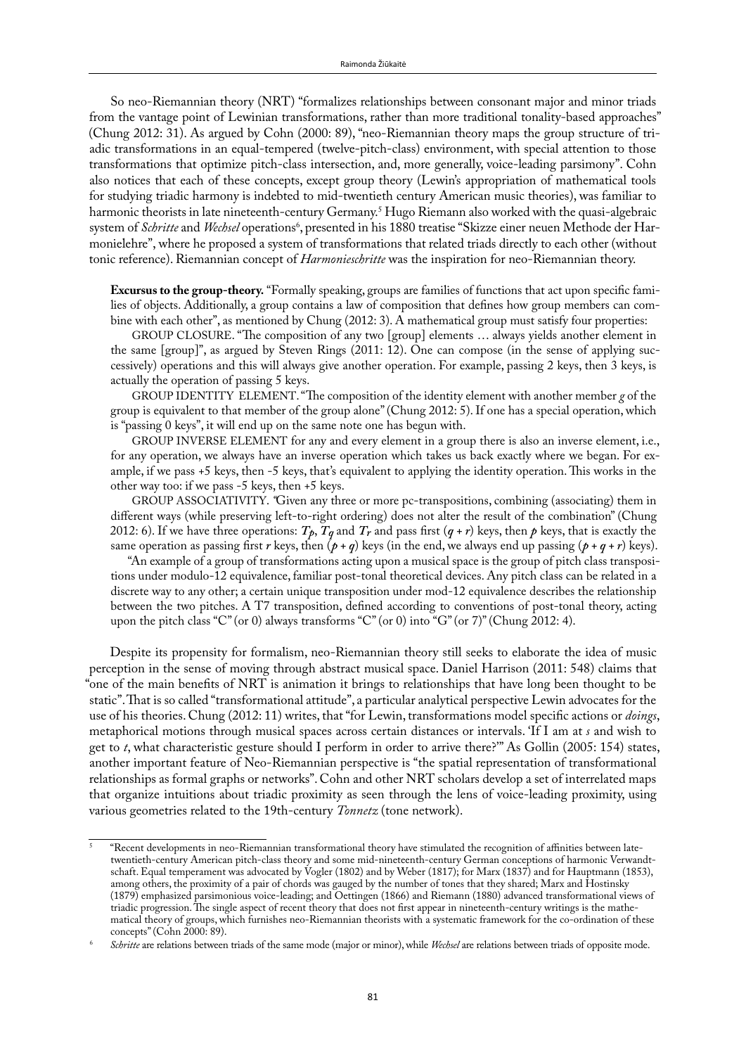So neo-Riemannian theory (NRT) "formalizes relationships between consonant major and minor triads from the vantage point of Lewinian transformations, rather than more traditional tonality-based approaches" (Chung 2012: 31). As argued by Cohn (2000: 89), "neo-Riemannian theory maps the group structure of triadic transformations in an equal-tempered (twelve-pitch-class) environment, with special attention to those transformations that optimize pitch-class intersection, and, more generally, voice-leading parsimony". Cohn also notices that each of these concepts, except group theory (Lewin's appropriation of mathematical tools for studying triadic harmony is indebted to mid-twentieth century American music theories), was familiar to harmonic theorists in late nineteenth-century Germany.[5] Hugo Riemann also worked with the quasi-algebraic system of *Schritte* and *Wechsel* operations[6], presented in his 1880 treatise "Skizze einer neuen Methode der Harmonielehre", where he proposed a system of transformations that related triads directly to each other (without tonic reference). Riemannian concept of *Harmonieschritte* was the inspiration for neo-Riemannian theory.

> **Excursus to the group-theory.** "Formally speaking, groups are families of functions that act upon specific families of objects. Additionally, a group contains a law of composition that defines how group members can combine with each other", as mentioned by Chung (2012: 3). A mathematical group must satisfy four properties:
>
> GROUP CLOSURE. "The composition of any two [group] elements … always yields another element in the same [group]", as argued by Steven Rings (2011: 12). One can compose (in the sense of applying successively) operations and this will always give another operation. For example, passing 2 keys, then 3 keys, is actually the operation of passing 5 keys.
>
> GROUP IDENTITY ELEMENT. "The composition of the identity element with another member *g* of the group is equivalent to that member of the group alone" (Chung 2012: 5). If one has a special operation, which is "passing 0 keys", it will end up on the same note one has begun with.
>
> GROUP INVERSE ELEMENT for any and every element in a group there is also an inverse element, i.e., for any operation, we always have an inverse operation which takes us back exactly where we began. For example, if we pass +5 keys, then -5 keys, that's equivalent to applying the identity operation. This works in the other way too: if we pass -5 keys, then +5 keys.
>
> GROUP ASSOCIATIVITY. "Given any three or more pc-transpositions, combining (associating) them in different ways (while preserving left-to-right ordering) does not alter the result of the combination" (Chung 2012: 6). If we have three operations: $T_p$, $T_q$ and $T_r$ and pass first $(q + r)$ keys, then $p$ keys, that is exactly the same operation as passing first $r$ keys, then $(p + q)$ keys (in the end, we always end up passing $(p + q + r)$ keys).
>
> "An example of a group of transformations acting upon a musical space is the group of pitch class transpositions under modulo-12 equivalence, familiar post-tonal theoretical devices. Any pitch class can be related in a discrete way to any other; a certain unique transposition under mod-12 equivalence describes the relationship between the two pitches. A T7 transposition, defined according to conventions of post-tonal theory, acting upon the pitch class "C" (or 0) always transforms "C" (or 0) into "G" (or 7)" (Chung 2012: 4).

Despite its propensity for formalism, neo-Riemannian theory still seeks to elaborate the idea of music perception in the sense of moving through abstract musical space. Daniel Harrison (2011: 548) claims that "one of the main benefits of NRT is animation it brings to relationships that have long been thought to be static". That is so called "transformational attitude", a particular analytical perspective Lewin advocates for the use of his theories. Chung (2012: 11) writes, that "for Lewin, transformations model specific actions or *doings*, metaphorical motions through musical spaces across certain distances or intervals. 'If I am at *s* and wish to get to *t*, what characteristic gesture should I perform in order to arrive there?'" As Gollin (2005: 154) states, another important feature of Neo-Riemannian perspective is "the spatial representation of transformational relationships as formal graphs or networks". Cohn and other NRT scholars develop a set of interrelated maps that organize intuitions about triadic proximity as seen through the lens of voice-leading proximity, using various geometries related to the 19th-century *Tonnetz* (tone network).

---

[5] "Recent developments in neo-Riemannian transformational theory have stimulated the recognition of affinities between late-twentieth-century American pitch-class theory and some mid-nineteenth-century German conceptions of harmonic Verwandtschaft. Equal temperament was advocated by Vogler (1802) and by Weber (1817); for Marx (1837) and for Hauptmann (1853), among others, the proximity of a pair of chords was gauged by the number of tones that they shared; Marx and Hostinsky (1879) emphasized parsimonious voice-leading; and Oettingen (1866) and Riemann (1880) advanced transformational views of triadic progression. The single aspect of recent theory that does not first appear in nineteenth-century writings is the mathematical theory of groups, which furnishes neo-Riemannian theorists with a systematic framework for the co-ordination of these concepts" (Cohn 2000: 89).

[6] *Schritte* are relations between triads of the same mode (major or minor), while *Wechsel* are relations between triads of opposite mode.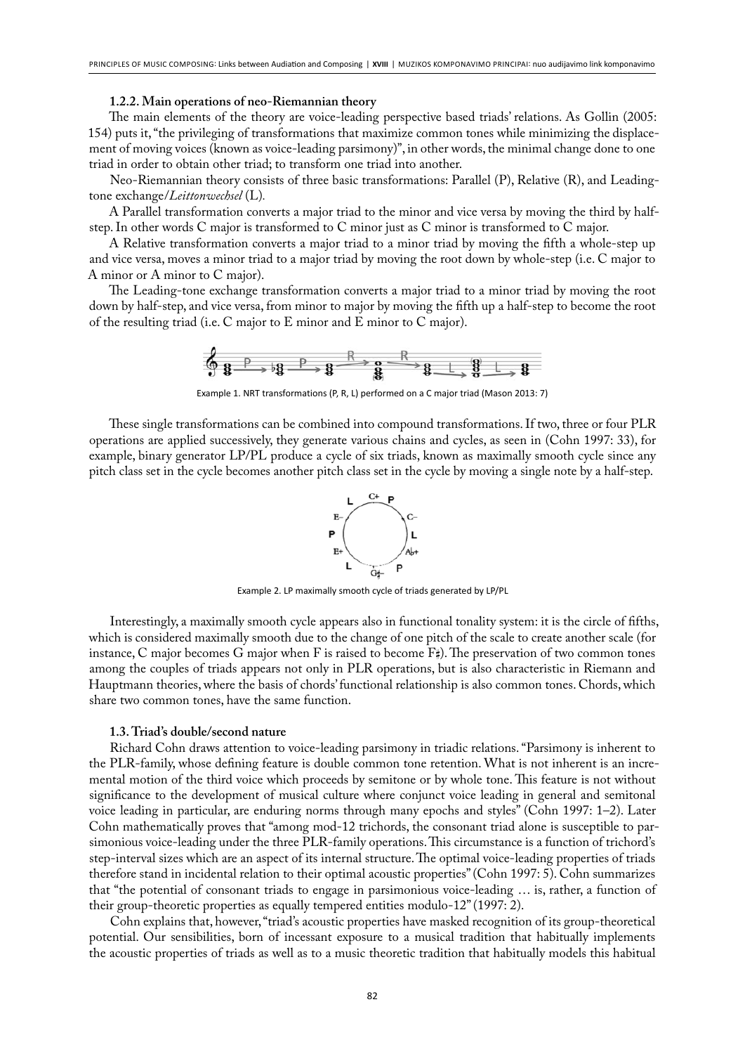#### 1.2.2. Main operations of neo-Riemannian theory

The main elements of the theory are voice-leading perspective based triads' relations. As Gollin (2005: 154) puts it, "the privileging of transformations that maximize common tones while minimizing the displacement of moving voices (known as voice-leading parsimony)", in other words, the minimal change done to one triad in order to obtain other triad; to transform one triad into another.

Neo-Riemannian theory consists of three basic transformations: Parallel (P), Relative (R), and Leading-tone exchange/*Leittonwechsel* (L).

A Parallel transformation converts a major triad to the minor and vice versa by moving the third by half-step. In other words C major is transformed to C minor just as C minor is transformed to C major.

A Relative transformation converts a major triad to a minor triad by moving the fifth a whole-step up and vice versa, moves a minor triad to a major triad by moving the root down by whole-step (i.e. C major to A minor or A minor to C major).

The Leading-tone exchange transformation converts a major triad to a minor triad by moving the root down by half-step, and vice versa, from minor to major by moving the fifth up a half-step to become the root of the resulting triad (i.e. C major to E minor and E minor to C major).

Example 1. NRT transformations (P, R, L) performed on a C major triad (Mason 2013: 7)

These single transformations can be combined into compound transformations. If two, three or four PLR operations are applied successively, they generate various chains and cycles, as seen in (Cohn 1997: 33), for example, binary generator LP/PL produce a cycle of six triads, known as maximally smooth cycle since any pitch class set in the cycle becomes another pitch class set in the cycle by moving a single note by a half-step.

Example 2. LP maximally smooth cycle of triads generated by LP/PL

Interestingly, a maximally smooth cycle appears also in functional tonality system: it is the circle of fifths, which is considered maximally smooth due to the change of one pitch of the scale to create another scale (for instance, C major becomes G major when F is raised to become F♯). The preservation of two common tones among the couples of triads appears not only in PLR operations, but is also characteristic in Riemann and Hauptmann theories, where the basis of chords' functional relationship is also common tones. Chords, which share two common tones, have the same function.

### 1.3. Triad's double/second nature

Richard Cohn draws attention to voice-leading parsimony in triadic relations. "Parsimony is inherent to the PLR-family, whose defining feature is double common tone retention. What is not inherent is an incremental motion of the third voice which proceeds by semitone or by whole tone. This feature is not without significance to the development of musical culture where conjunct voice leading in general and semitonal voice leading in particular, are enduring norms through many epochs and styles" (Cohn 1997: 1–2). Later Cohn mathematically proves that "among mod-12 trichords, the consonant triad alone is susceptible to parsimonious voice-leading under the three PLR-family operations. This circumstance is a function of trichord's step-interval sizes which are an aspect of its internal structure. The optimal voice-leading properties of triads therefore stand in incidental relation to their optimal acoustic properties" (Cohn 1997: 5). Cohn summarizes that "the potential of consonant triads to engage in parsimonious voice-leading … is, rather, a function of their group-theoretic properties as equally tempered entities modulo-12" (1997: 2).

Cohn explains that, however, "triad's acoustic properties have masked recognition of its group-theoretical potential. Our sensibilities, born of incessant exposure to a musical tradition that habitually implements the acoustic properties of triads as well as to a music theoretic tradition that habitually models this habitual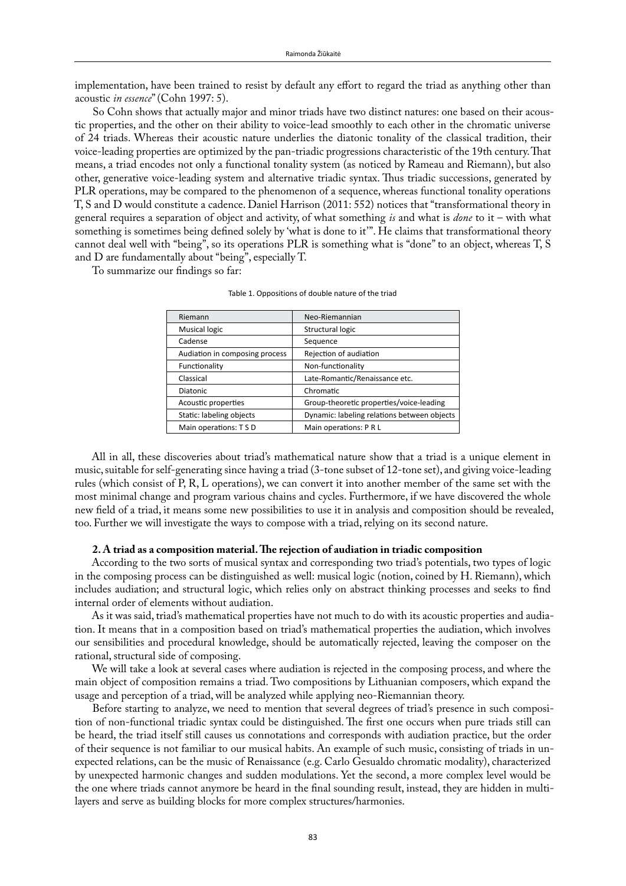implementation, have been trained to resist by default any effort to regard the triad as anything other than acoustic *in essence*" (Cohn 1997: 5).

So Cohn shows that actually major and minor triads have two distinct natures: one based on their acoustic properties, and the other on their ability to voice-lead smoothly to each other in the chromatic universe of 24 triads. Whereas their acoustic nature underlies the diatonic tonality of the classical tradition, their voice-leading properties are optimized by the pan-triadic progressions characteristic of the 19th century. That means, a triad encodes not only a functional tonality system (as noticed by Rameau and Riemann), but also other, generative voice-leading system and alternative triadic syntax. Thus triadic successions, generated by PLR operations, may be compared to the phenomenon of a sequence, whereas functional tonality operations T, S and D would constitute a cadence. Daniel Harrison (2011: 552) notices that "transformational theory in general requires a separation of object and activity, of what something *is* and what is *done* to it – with what something is sometimes being defined solely by 'what is done to it'". He claims that transformational theory cannot deal well with "being", so its operations PLR is something what is "done" to an object, whereas T, S and D are fundamentally about "being", especially T.

To summarize our findings so far:

Table 1. Oppositions of double nature of the triad

| Riemann | Neo-Riemannian |
|---|---|
| Musical logic | Structural logic |
| Cadense | Sequence |
| Audiation in composing process | Rejection of audiation |
| Functionality | Non-functionality |
| Classical | Late-Romantic/Renaissance etc. |
| Diatonic | Chromatic |
| Acoustic properties | Group-theoretic properties/voice-leading |
| Static: labeling objects | Dynamic: labeling relations between objects |
| Main operations: T S D | Main operations: P R L |

All in all, these discoveries about triad's mathematical nature show that a triad is a unique element in music, suitable for self-generating since having a triad (3-tone subset of 12-tone set), and giving voice-leading rules (which consist of P, R, L operations), we can convert it into another member of the same set with the most minimal change and program various chains and cycles. Furthermore, if we have discovered the whole new field of a triad, it means some new possibilities to use it in analysis and composition should be revealed, too. Further we will investigate the ways to compose with a triad, relying on its second nature.

### 2. A triad as a composition material. The rejection of audiation in triadic composition

According to the two sorts of musical syntax and corresponding two triad's potentials, two types of logic in the composing process can be distinguished as well: musical logic (notion, coined by H. Riemann), which includes audiation; and structural logic, which relies only on abstract thinking processes and seeks to find internal order of elements without audiation.

As it was said, triad's mathematical properties have not much to do with its acoustic properties and audiation. It means that in a composition based on triad's mathematical properties the audiation, which involves our sensibilities and procedural knowledge, should be automatically rejected, leaving the composer on the rational, structural side of composing.

We will take a look at several cases where audiation is rejected in the composing process, and where the main object of composition remains a triad. Two compositions by Lithuanian composers, which expand the usage and perception of a triad, will be analyzed while applying neo-Riemannian theory.

Before starting to analyze, we need to mention that several degrees of triad's presence in such composition of non-functional triadic syntax could be distinguished. The first one occurs when pure triads still can be heard, the triad itself still causes us connotations and corresponds with audiation practice, but the order of their sequence is not familiar to our musical habits. An example of such music, consisting of triads in unexpected relations, can be the music of Renaissance (e.g. Carlo Gesualdo chromatic modality), characterized by unexpected harmonic changes and sudden modulations. Yet the second, a more complex level would be the one where triads cannot anymore be heard in the final sounding result, instead, they are hidden in multilayers and serve as building blocks for more complex structures/harmonies.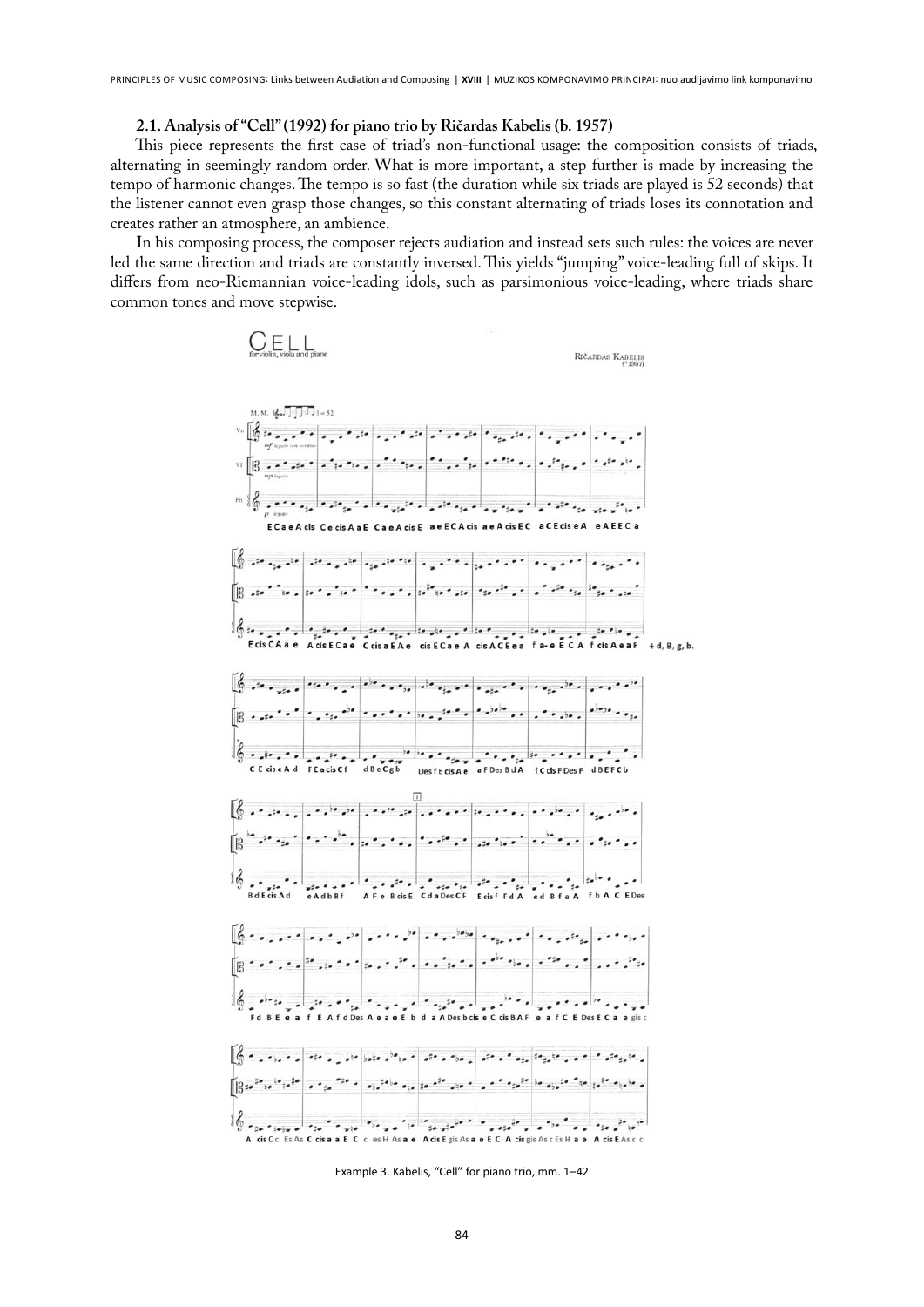### 2.1. Analysis of "Cell" (1992) for piano trio by Ričardas Kabelis (b. 1957)

This piece represents the first case of triad's non-functional usage: the composition consists of triads, alternating in seemingly random order. What is more important, a step further is made by increasing the tempo of harmonic changes. The tempo is so fast (the duration while six triads are played is 52 seconds) that the listener cannot even grasp those changes, so this constant alternating of triads loses its connotation and creates rather an atmosphere, an ambience.

In his composing process, the composer rejects audiation and instead sets such rules: the voices are never led the same direction and triads are constantly inversed. This yields "jumping" voice-leading full of skips. It differs from neo-Riemannian voice-leading idols, such as parsimonious voice-leading, where triads share common tones and move stepwise.

Example 3. Kabelis, "Cell" for piano trio, mm. 1–42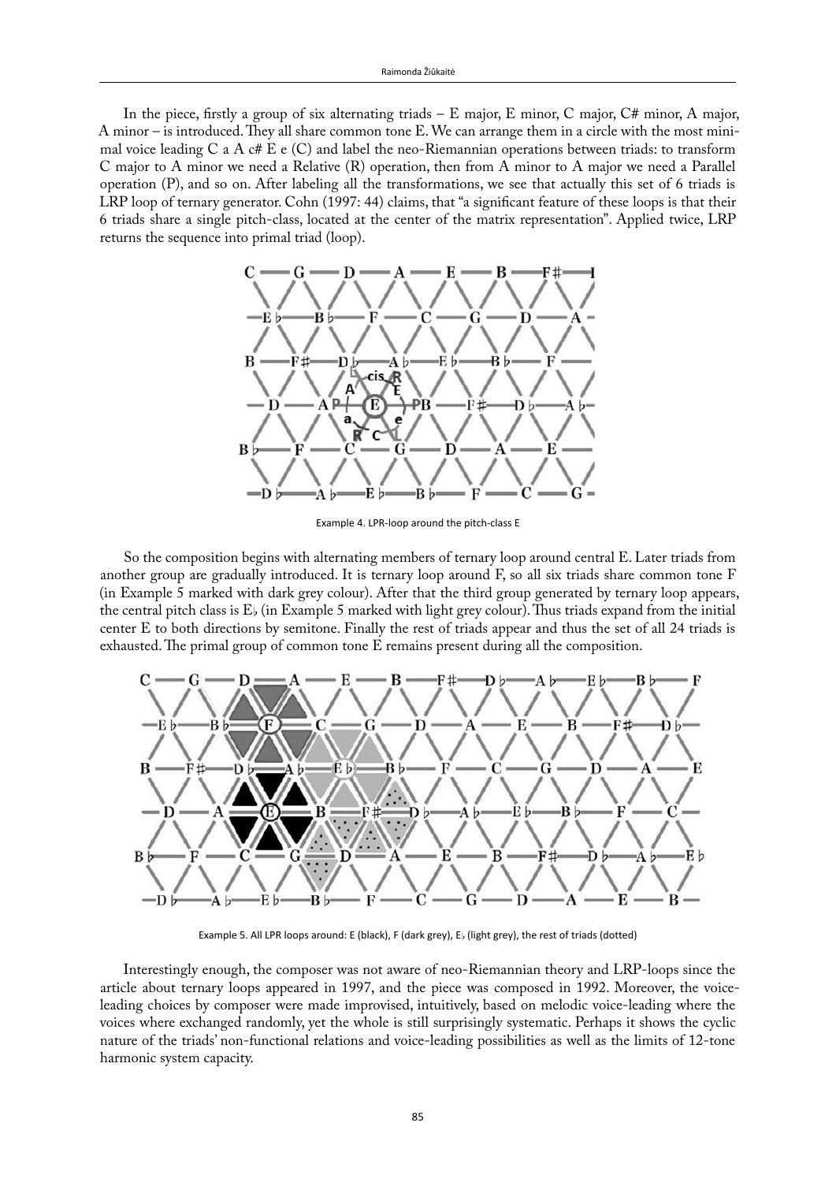In the piece, firstly a group of six alternating triads – E major, E minor, C major, C# minor, A major, A minor – is introduced. They all share common tone E. We can arrange them in a circle with the most minimal voice leading C a A c# E e (C) and label the neo-Riemannian operations between triads: to transform C major to A minor we need a Relative (R) operation, then from A minor to A major we need a Parallel operation (P), and so on. After labeling all the transformations, we see that actually this set of 6 triads is LRP loop of ternary generator. Cohn (1997: 44) claims, that "a significant feature of these loops is that their 6 triads share a single pitch-class, located at the center of the matrix representation". Applied twice, LRP returns the sequence into primal triad (loop).

Example 4. LPR-loop around the pitch-class E

So the composition begins with alternating members of ternary loop around central E. Later triads from another group are gradually introduced. It is ternary loop around F, so all six triads share common tone F (in Example 5 marked with dark grey colour). After that the third group generated by ternary loop appears, the central pitch class is E♭ (in Example 5 marked with light grey colour). Thus triads expand from the initial center E to both directions by semitone. Finally the rest of triads appear and thus the set of all 24 triads is exhausted. The primal group of common tone E remains present during all the composition.

Example 5. All LPR loops around: E (black), F (dark grey), E♭ (light grey), the rest of triads (dotted)

Interestingly enough, the composer was not aware of neo-Riemannian theory and LRP-loops since the article about ternary loops appeared in 1997, and the piece was composed in 1992. Moreover, the voice-leading choices by composer were made improvised, intuitively, based on melodic voice-leading where the voices where exchanged randomly, yet the whole is still surprisingly systematic. Perhaps it shows the cyclic nature of the triads' non-functional relations and voice-leading possibilities as well as the limits of 12-tone harmonic system capacity.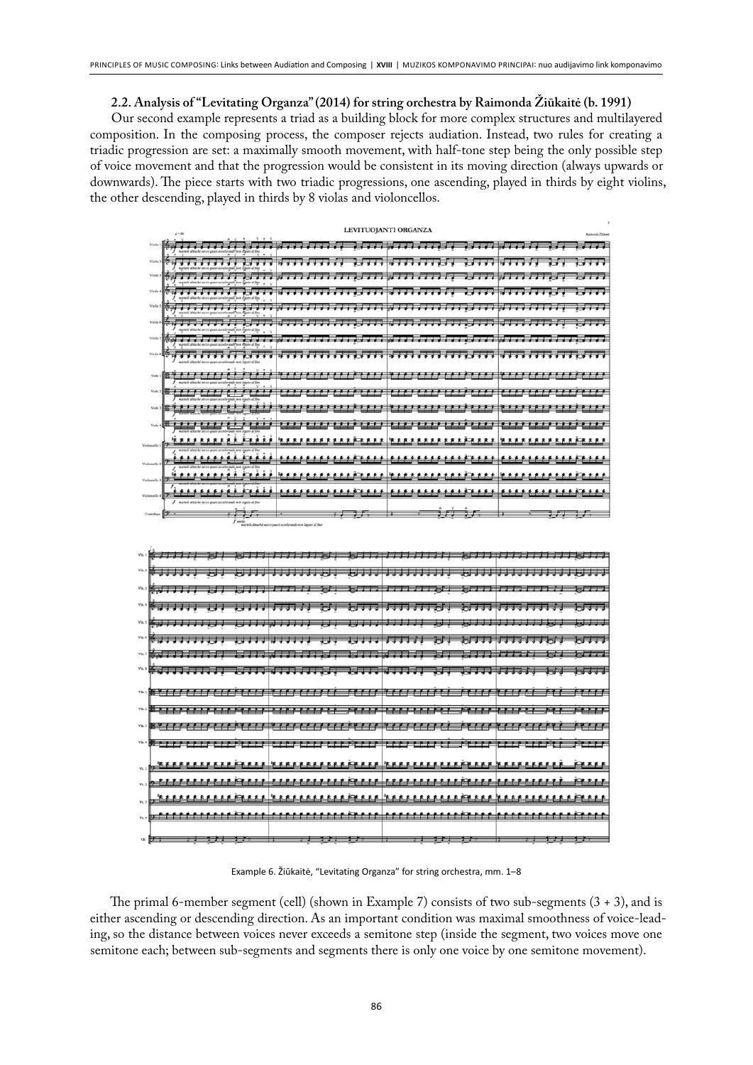### 2.2. Analysis of "Levitating Organza" (2014) for string orchestra by Raimonda Žiūkaitė (b. 1991)

Our second example represents a triad as a building block for more complex structures and multilayered composition. In the composing process, the composer rejects audiation. Instead, two rules for creating a triadic progression are set: a maximally smooth movement, with half-tone step being the only possible step of voice movement and that the progression would be consistent in its moving direction (always upwards or downwards). The piece starts with two triadic progressions, one ascending, played in thirds by eight violins, the other descending, played in thirds by 8 violas and violoncellos.

Example 6. Žiūkaitė, "Levitating Organza" for string orchestra, mm. 1–8

The primal 6-member segment (cell) (shown in Example 7) consists of two sub-segments (3 + 3), and is either ascending or descending direction. As an important condition was maximal smoothness of voice-leading, so the distance between voices never exceeds a semitone step (inside the segment, two voices move one semitone each; between sub-segments and segments there is only one voice by one semitone movement).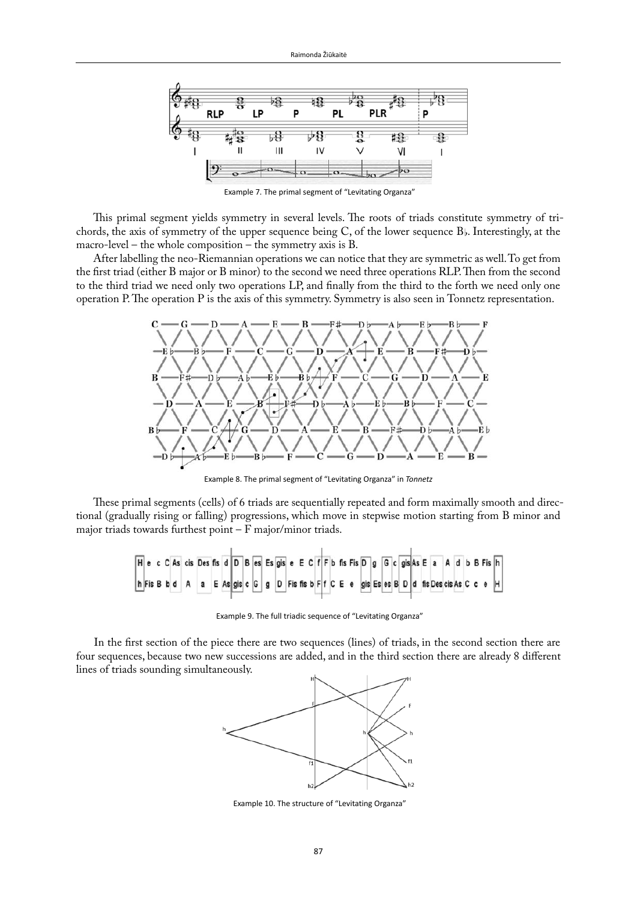Example 7. The primal segment of "Levitating Organza"

This primal segment yields symmetry in several levels. The roots of triads constitute symmetry of trichords, the axis of symmetry of the upper sequence being C, of the lower sequence B♭. Interestingly, at the macro-level – the whole composition – the symmetry axis is B.

After labelling the neo-Riemannian operations we can notice that they are symmetric as well. To get from the first triad (either B major or B minor) to the second we need three operations RLP. Then from the second to the third triad we need only two operations LP, and finally from the third to the forth we need only one operation P. The operation P is the axis of this symmetry. Symmetry is also seen in Tonnetz representation.

Example 8. The primal segment of "Levitating Organza" in *Tonnetz*

These primal segments (cells) of 6 triads are sequentially repeated and form maximally smooth and directional (gradually rising or falling) progressions, which move in stepwise motion starting from B minor and major triads towards furthest point – F major/minor triads.

Example 9. The full triadic sequence of "Levitating Organza"

In the first section of the piece there are two sequences (lines) of triads, in the second section there are four sequences, because two new successions are added, and in the third section there are already 8 different lines of triads sounding simultaneously.

Example 10. The structure of "Levitating Organza"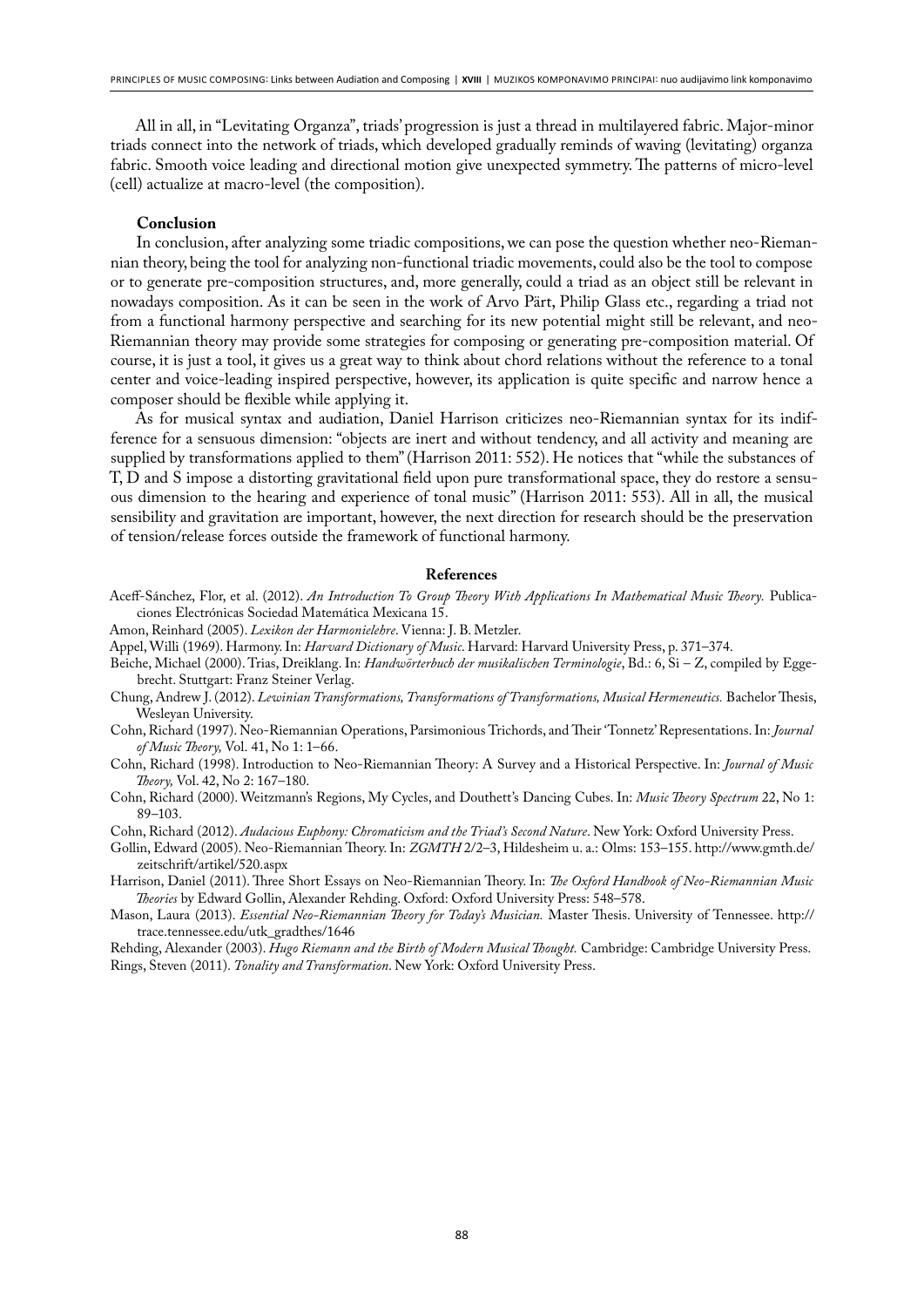All in all, in "Levitating Organza", triads' progression is just a thread in multilayered fabric. Major-minor triads connect into the network of triads, which developed gradually reminds of waving (levitating) organza fabric. Smooth voice leading and directional motion give unexpected symmetry. The patterns of micro-level (cell) actualize at macro-level (the composition).

## Conclusion

In conclusion, after analyzing some triadic compositions, we can pose the question whether neo-Riemannian theory, being the tool for analyzing non-functional triadic movements, could also be the tool to compose or to generate pre-composition structures, and, more generally, could a triad as an object still be relevant in nowadays composition. As it can be seen in the work of Arvo Pärt, Philip Glass etc., regarding a triad not from a functional harmony perspective and searching for its new potential might still be relevant, and neo-Riemannian theory may provide some strategies for composing or generating pre-composition material. Of course, it is just a tool, it gives us a great way to think about chord relations without the reference to a tonal center and voice-leading inspired perspective, however, its application is quite specific and narrow hence a composer should be flexible while applying it.

As for musical syntax and audiation, Daniel Harrison criticizes neo-Riemannian syntax for its indifference for a sensuous dimension: "objects are inert and without tendency, and all activity and meaning are supplied by transformations applied to them" (Harrison 2011: 552). He notices that "while the substances of T, D and S impose a distorting gravitational field upon pure transformational space, they do restore a sensuous dimension to the hearing and experience of tonal music" (Harrison 2011: 553). All in all, the musical sensibility and gravitation are important, however, the next direction for research should be the preservation of tension/release forces outside the framework of functional harmony.

## References

Aceff-Sánchez, Flor, et al. (2012). *An Introduction To Group Theory With Applications In Mathematical Music Theory.* Publicaciones Electrónicas Sociedad Matemática Mexicana 15.

Amon, Reinhard (2005). *Lexikon der Harmonielehre*. Vienna: J. B. Metzler.

Appel, Willi (1969). Harmony. In: *Harvard Dictionary of Music*. Harvard: Harvard University Press, p. 371–374.

Beiche, Michael (2000). Trias, Dreiklang. In: *Handwörterbuch der musikalischen Terminologie*, Bd.: 6, Si – Z, compiled by Eggebrecht. Stuttgart: Franz Steiner Verlag.

Chung, Andrew J. (2012). *Lewinian Transformations, Transformations of Transformations, Musical Hermeneutics.* Bachelor Thesis, Wesleyan University.

Cohn, Richard (1997). Neo-Riemannian Operations, Parsimonious Trichords, and Their 'Tonnetz' Representations. In: *Journal of Music Theory,* Vol. 41, No 1: 1–66.

Cohn, Richard (1998). Introduction to Neo-Riemannian Theory: A Survey and a Historical Perspective. In: *Journal of Music Theory,* Vol. 42, No 2: 167–180.

Cohn, Richard (2000). Weitzmann's Regions, My Cycles, and Douthett's Dancing Cubes. In: *Music Theory Spectrum* 22, No 1: 89–103.

Cohn, Richard (2012). *Audacious Euphony: Chromaticism and the Triad's Second Nature*. New York: Oxford University Press.

Gollin, Edward (2005). Neo-Riemannian Theory. In: *ZGMTH* 2/2–3, Hildesheim u. a.: Olms: 153–155. http://www.gmth.de/zeitschrift/artikel/520.aspx

Harrison, Daniel (2011). Three Short Essays on Neo-Riemannian Theory. In: *The Oxford Handbook of Neo-Riemannian Music Theories* by Edward Gollin, Alexander Rehding. Oxford: Oxford University Press: 548–578.

Mason, Laura (2013). *Essential Neo-Riemannian Theory for Today's Musician.* Master Thesis. University of Tennessee. http://trace.tennessee.edu/utk_gradthes/1646

Rehding, Alexander (2003). *Hugo Riemann and the Birth of Modern Musical Thought.* Cambridge: Cambridge University Press.

Rings, Steven (2011). *Tonality and Transformation*. New York: Oxford University Press.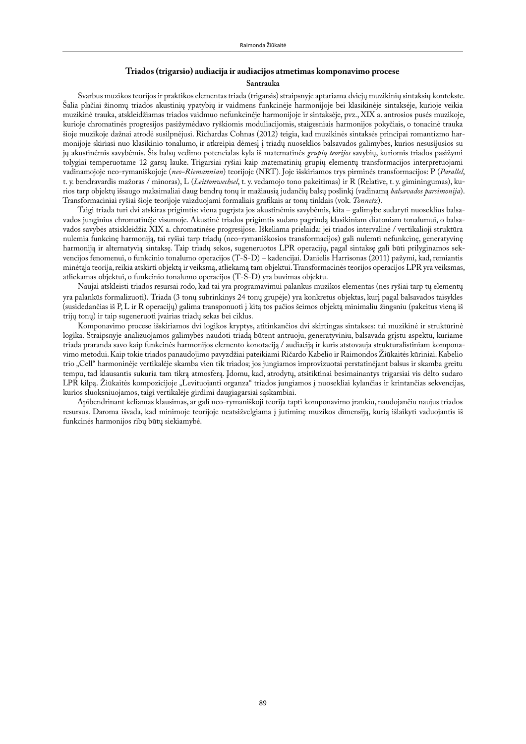## Triados (trigarsio) audiacija ir audiacijos atmetimas komponavimo procese

### Santrauka

Svarbus muzikos teorijos ir praktikos elementas triada (trigarsis) straipsnyje aptariama dviejų muzikinių sintaksių kontekste. Šalia plačiai žinomų triados akustinių ypatybių ir vaidmens funkcinėje harmonijoje bei klasikinėje sintaksėje, kurioje veikia muzikinė trauka, atskleidžiamas triados vaidmuo nefunkcinėje harmonijoje ir sintaksėje, pvz., XIX a. antrosios pusės muzikoje, kurioje chromatinės progresijos pasižymėdavo ryškiomis moduliacijomis, staigesniais harmonijos pokyčiais, o tonacinė trauka šioje muzikoje dažnai atrodė susilpnėjusi. Richardas Cohnas (2012) teigia, kad muzikinės sintaksės principai romantizmo harmonijoje skiriasi nuo klasikinio tonalumo, ir atkreipia dėmesį į triadų nuoseklios balsavados galimybes, kurios nesusijusios su jų akustinėmis savybėmis. Šis balsų vedimo potencialas kyla iš matematinės *grupių teorijos* savybių, kuriomis triados pasižymi tolygiai temperuotame 12 garsų lauke. Trigarsiai ryšiai kaip matematinių grupių elementų transformacijos interpretuojami vadinamojoje neo-rymaniškojoje (*neo-Riemannian*) teorijoje (NRT). Joje išskiriamos trys pirminės transformacijos: P (*Parallel*, t. y. bendravardis mažoras / minoras), L (*Leittonwechsel*, t. y. vedamojo tono pakeitimas) ir R (Relative, t. y. gimininguma), kurios tarp objektų išsaugo maksimaliai daug bendrų tonų ir mažiausią judančių balsų poslinkį (vadinamą *balsavados parsimonija*). Transformaciniai ryšiai šioje teorijoje vaizduojami formaliais grafikais ar tonų tinklais (vok. *Tonnetz*).

Taigi triada turi dvi atskiras prigimtis: viena pagrįsta jos akustinėmis savybėmis, kita – galimybe sudaryti nuoseklius balsavados junginius chromatinėje visumoje. Akustinė triados prigimtis sudaro pagrindą klasikiniam diatoniam tonalumui, o balsavados savybės atsiskleidžia XIX a. chromatinėse progresijose. Iškeliama prielaida: jei triados intervalinė / vertikalioji struktūra nulemia funkcinę harmoniją, tai ryšiai tarp triadų (neo-rymaniškosios transformacijos) gali nulemti nefunkcinę, generatyvinę harmoniją ir alternatyvią sintaksę. Taip triadų sekos, sugeneruotos LPR operacijų, pagal sintaksę gali būti prilyginamos sekvencijos fenomenui, o funkcinio tonalumo operacijos (T-S-D) – kadencijai. Danielis Harrisonas (2011) pažymi, kad, remiantis minėtąja teorija, reikia atskirti objektą ir veiksmą, atliekamą tam objektui. Transformacinės teorijos operacijos LPR yra veiksmas, atliekamas objektui, o funkcinio tonalumo operacijos (T-S-D) yra buvimas objektu.

Naujai atskleisti triados resursai rodo, kad tai yra programavimui palankus muzikos elementas (nes ryšiai tarp tų elementų yra palankūs formalizuoti). Triada (3 tonų subrinkinys 24 tonų grupėje) yra konkretus objektas, kurį pagal balsavados taisykles (susidedančias iš P, L ir R operacijų) galima transponuoti į kitą tos pačios šeimos objektą minimaliu žingsniu (pakeitus vieną iš trijų tonų) ir taip sugeneruoti įvairias triadų sekas bei ciklus.

Komponavimo procese išskiriamos dvi logikos kryptys, atitinkančios dvi skirtingas sintakses: tai muzikinė ir struktūrinė logika. Straipsnyje analizuojamos galimybės naudoti triadą būtent antruoju, generatyviniu, balsavada grįstu aspektu, kuriame triada praranda savo kaip funkcinės harmonijos elemento konotaciją / audiaciją ir kuris atstovauja struktūralistiniam komponavimo metodui. Kaip tokie triados panaudojimo pavyzdžiai pateikiami Ričardo Kabelio ir Raimondos Žiūkaitės kūriniai. Kabelio trio „Cell" harmoninėje vertikalėje skamba vien tik triados; jos jungiamos improvizuotai perstatinėjant balsus ir skamba greitu tempu, tad klausantis sukuria tam tikrą atmosferą. Įdomu, kad, atrodytų, atsitiktinai besimainantys trigarsiai vis dėlto sudaro LPR kilpą. Žiūkaitės kompozicijoje „Levituojanti organza" triados jungiamos į nuosekliai kylančias ir krintančias sekvencijas, kurios sluoksniuojamos, taigi vertikalėje girdimi daugiagarsiai sąskambiai.

Apibendrinant keliamas klausimas, ar gali neo-rymaniškoji teorija tapti komponavimo įrankiu, naudojančiu naujus triados resursus. Daroma išvada, kad minimoje teorijoje neatsižvelgiama į jutiminę muzikos dimensiją, kurią išlaikyti vaduojantis iš funkcinės harmonijos ribų būtų siekiamybė.